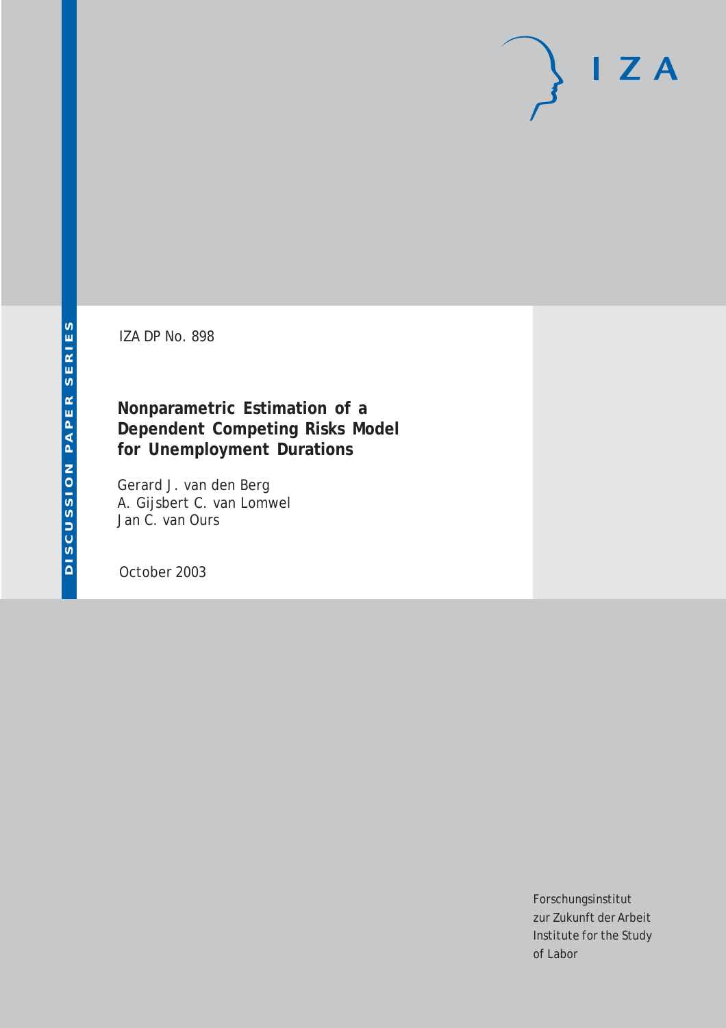IZA DP No. 898

# Nonparametric Estimation of a Dependent Competing Risks Model for Unemployment Durations

Gerard J. van den Berg
A. Gijsbert C. van Lomwel
Jan C. van Ours

October 2003

Forschungsinstitut
zur Zukunft der Arbeit
Institute for the Study
of Labor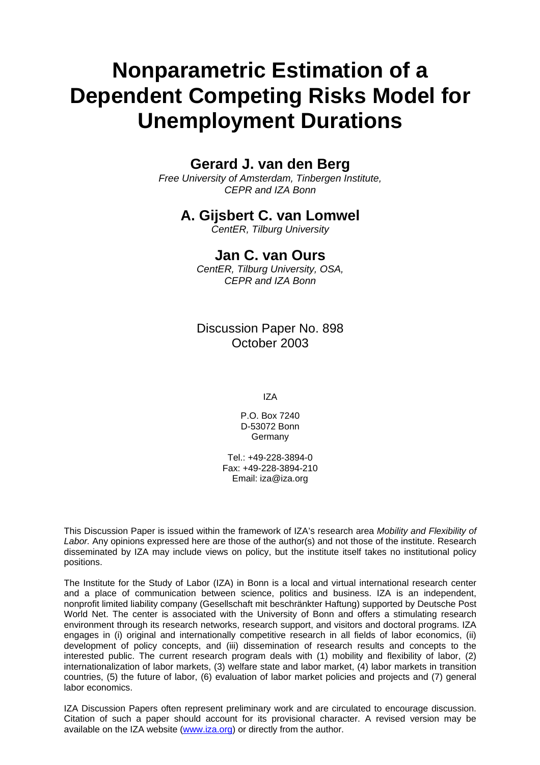# Nonparametric Estimation of a Dependent Competing Risks Model for Unemployment Durations

## Gerard J. van den Berg

*Free University of Amsterdam, Tinbergen Institute, CEPR and IZA Bonn*

## A. Gijsbert C. van Lomwel

*CentER, Tilburg University*

## Jan C. van Ours

*CentER, Tilburg University, OSA, CEPR and IZA Bonn*

Discussion Paper No. 898
October 2003

IZA

P.O. Box 7240
D-53072 Bonn
Germany

Tel.: +49-228-3894-0
Fax: +49-228-3894-210
Email: iza@iza.org

This Discussion Paper is issued within the framework of IZA's research area *Mobility and Flexibility of Labor.* Any opinions expressed here are those of the author(s) and not those of the institute. Research disseminated by IZA may include views on policy, but the institute itself takes no institutional policy positions.

The Institute for the Study of Labor (IZA) in Bonn is a local and virtual international research center and a place of communication between science, politics and business. IZA is an independent, nonprofit limited liability company (Gesellschaft mit beschränkter Haftung) supported by Deutsche Post World Net. The center is associated with the University of Bonn and offers a stimulating research environment through its research networks, research support, and visitors and doctoral programs. IZA engages in (i) original and internationally competitive research in all fields of labor economics, (ii) development of policy concepts, and (iii) dissemination of research results and concepts to the interested public. The current research program deals with (1) mobility and flexibility of labor, (2) internationalization of labor markets, (3) welfare state and labor market, (4) labor markets in transition countries, (5) the future of labor, (6) evaluation of labor market policies and projects and (7) general labor economics.

IZA Discussion Papers often represent preliminary work and are circulated to encourage discussion. Citation of such a paper should account for its provisional character. A revised version may be available on the IZA website (www.iza.org) or directly from the author.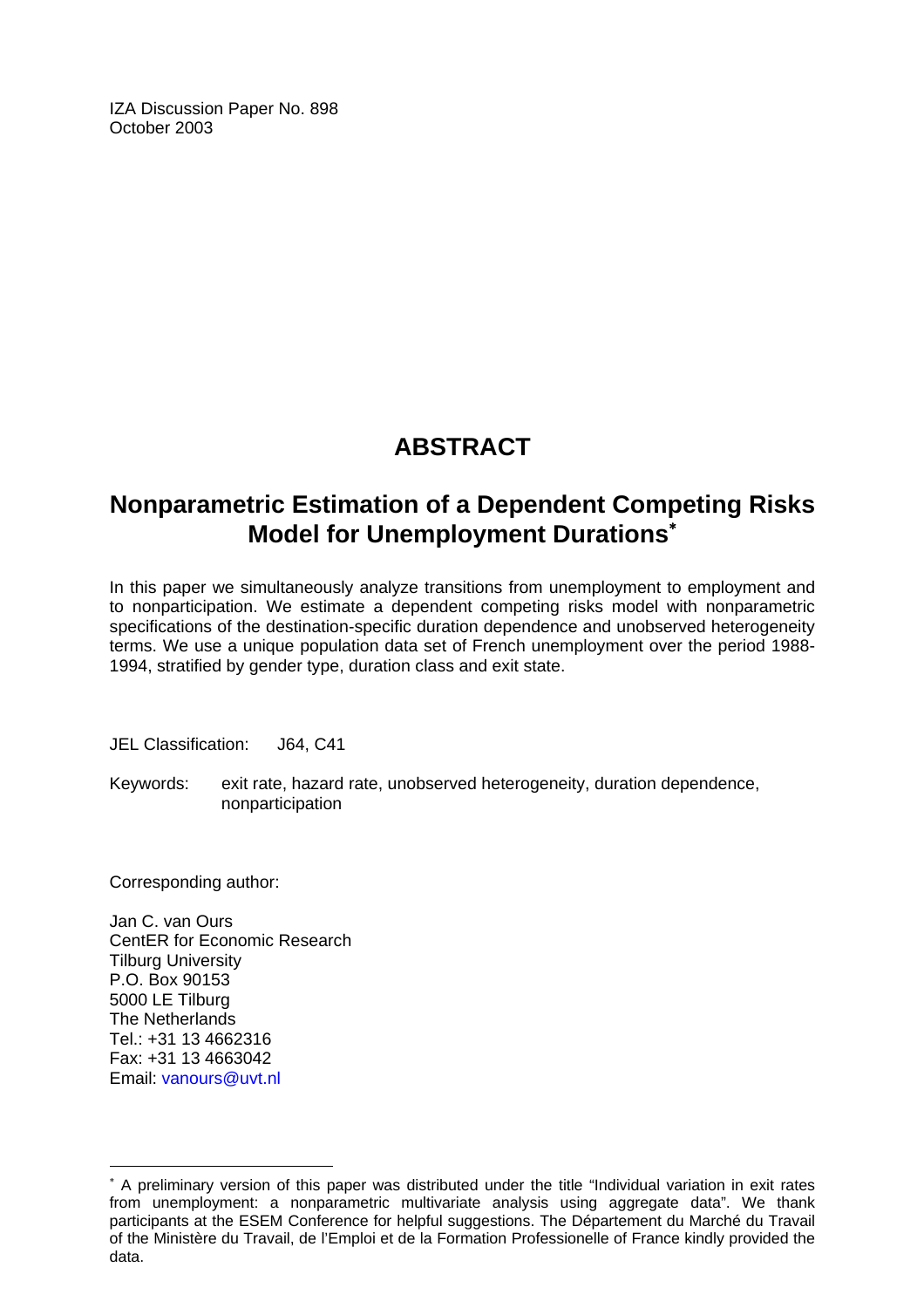IZA Discussion Paper No. 898
October 2003

# ABSTRACT

## Nonparametric Estimation of a Dependent Competing Risks Model for Unemployment Durations[∗]

In this paper we simultaneously analyze transitions from unemployment to employment and to nonparticipation. We estimate a dependent competing risks model with nonparametric specifications of the destination-specific duration dependence and unobserved heterogeneity terms. We use a unique population data set of French unemployment over the period 1988-1994, stratified by gender type, duration class and exit state.

JEL Classification: J64, C41

Keywords: exit rate, hazard rate, unobserved heterogeneity, duration dependence, nonparticipation

Corresponding author:

Jan C. van Ours
CentER for Economic Research
Tilburg University
P.O. Box 90153
5000 LE Tilburg
The Netherlands
Tel.: +31 13 4662316
Fax: +31 13 4663042
Email: vanours@uvt.nl

---

[∗] A preliminary version of this paper was distributed under the title "Individual variation in exit rates from unemployment: a nonparametric multivariate analysis using aggregate data". We thank participants at the ESEM Conference for helpful suggestions. The Département du Marché du Travail of the Ministère du Travail, de l'Emploi et de la Formation Professionelle of France kindly provided the data.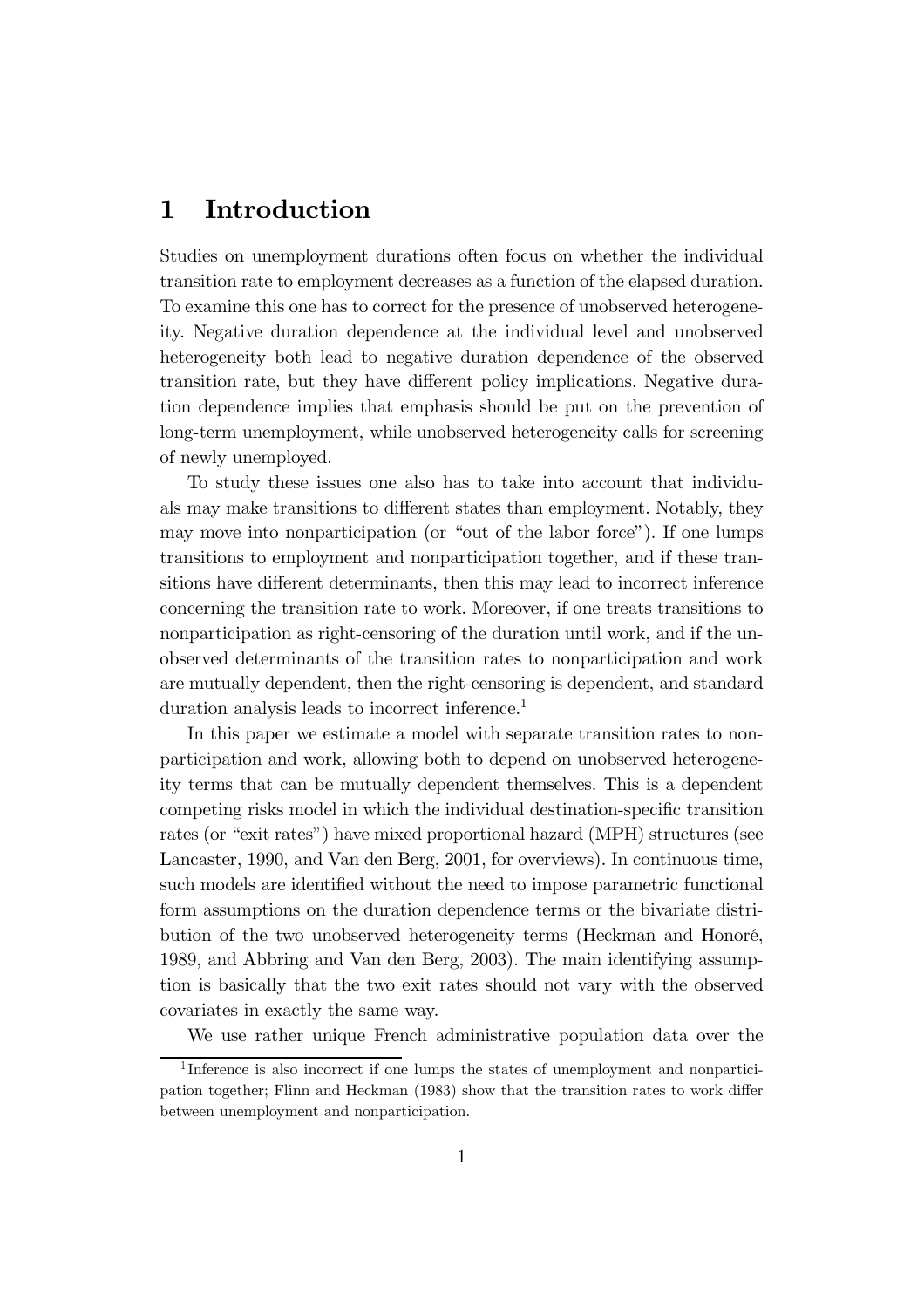# 1 Introduction

Studies on unemployment durations often focus on whether the individual transition rate to employment decreases as a function of the elapsed duration. To examine this one has to correct for the presence of unobserved heterogeneity. Negative duration dependence at the individual level and unobserved heterogeneity both lead to negative duration dependence of the observed transition rate, but they have different policy implications. Negative duration dependence implies that emphasis should be put on the prevention of long-term unemployment, while unobserved heterogeneity calls for screening of newly unemployed.

To study these issues one also has to take into account that individuals may make transitions to different states than employment. Notably, they may move into nonparticipation (or "out of the labor force"). If one lumps transitions to employment and nonparticipation together, and if these transitions have different determinants, then this may lead to incorrect inference concerning the transition rate to work. Moreover, if one treats transitions to nonparticipation as right-censoring of the duration until work, and if the unobserved determinants of the transition rates to nonparticipation and work are mutually dependent, then the right-censoring is dependent, and standard duration analysis leads to incorrect inference.[1]

In this paper we estimate a model with separate transition rates to nonparticipation and work, allowing both to depend on unobserved heterogeneity terms that can be mutually dependent themselves. This is a dependent competing risks model in which the individual destination-specific transition rates (or "exit rates") have mixed proportional hazard (MPH) structures (see Lancaster, 1990, and Van den Berg, 2001, for overviews). In continuous time, such models are identified without the need to impose parametric functional form assumptions on the duration dependence terms or the bivariate distribution of the two unobserved heterogeneity terms (Heckman and Honoré, 1989, and Abbring and Van den Berg, 2003). The main identifying assumption is basically that the two exit rates should not vary with the observed covariates in exactly the same way.

We use rather unique French administrative population data over the

[1] Inference is also incorrect if one lumps the states of unemployment and nonparticipation together; Flinn and Heckman (1983) show that the transition rates to work differ between unemployment and nonparticipation.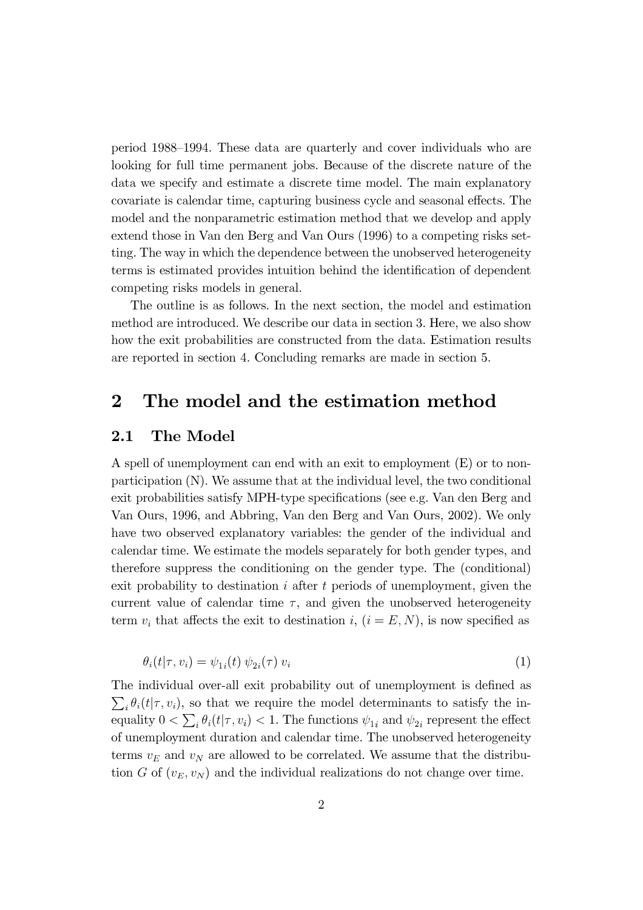period 1988–1994. These data are quarterly and cover individuals who are looking for full time permanent jobs. Because of the discrete nature of the data we specify and estimate a discrete time model. The main explanatory covariate is calendar time, capturing business cycle and seasonal effects. The model and the nonparametric estimation method that we develop and apply extend those in Van den Berg and Van Ours (1996) to a competing risks setting. The way in which the dependence between the unobserved heterogeneity terms is estimated provides intuition behind the identification of dependent competing risks models in general.

The outline is as follows. In the next section, the model and estimation method are introduced. We describe our data in section 3. Here, we also show how the exit probabilities are constructed from the data. Estimation results are reported in section 4. Concluding remarks are made in section 5.

# 2 The model and the estimation method

## 2.1 The Model

A spell of unemployment can end with an exit to employment (E) or to non-participation (N). We assume that at the individual level, the two conditional exit probabilities satisfy MPH-type specifications (see e.g. Van den Berg and Van Ours, 1996, and Abbring, Van den Berg and Van Ours, 2002). We only have two observed explanatory variables: the gender of the individual and calendar time. We estimate the models separately for both gender types, and therefore suppress the conditioning on the gender type. The (conditional) exit probability to destination $i$ after $t$ periods of unemployment, given the current value of calendar time $\tau$, and given the unobserved heterogeneity term $v_i$ that affects the exit to destination $i$, $(i = E, N)$, is now specified as

$$\theta_i(t|\tau, v_i) = \psi_{1i}(t)\, \psi_{2i}(\tau)\, v_i \tag{1}$$

The individual over-all exit probability out of unemployment is defined as $\sum_i \theta_i(t|\tau, v_i)$, so that we require the model determinants to satisfy the inequality $0 < \sum_i \theta_i(t|\tau, v_i) < 1$. The functions $\psi_{1i}$ and $\psi_{2i}$ represent the effect of unemployment duration and calendar time. The unobserved heterogeneity terms $v_E$ and $v_N$ are allowed to be correlated. We assume that the distribution $G$ of $(v_E, v_N)$ and the individual realizations do not change over time.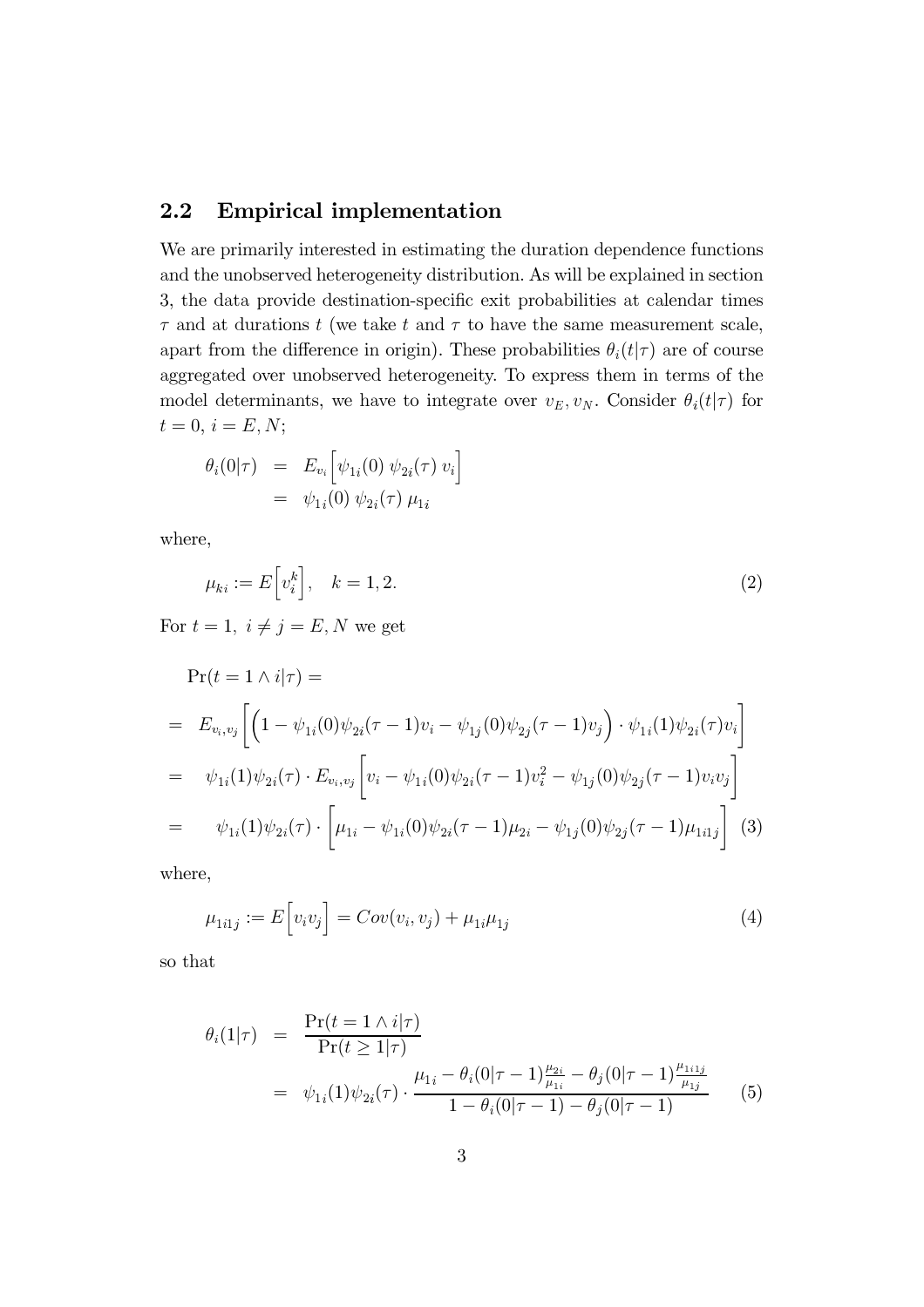## 2.2 Empirical implementation

We are primarily interested in estimating the duration dependence functions and the unobserved heterogeneity distribution. As will be explained in section 3, the data provide destination-specific exit probabilities at calendar times $\tau$ and at durations $t$ (we take $t$ and $\tau$ to have the same measurement scale, apart from the difference in origin). These probabilities $\theta_i(t|\tau)$ are of course aggregated over unobserved heterogeneity. To express them in terms of the model determinants, we have to integrate over $v_E, v_N$. Consider $\theta_i(t|\tau)$ for $t = 0$, $i = E, N$;

$$
\begin{aligned}
\theta_i(0|\tau) &= E_{v_i}\Big[\psi_{1i}(0)\,\psi_{2i}(\tau)\,v_i\Big] \\
&= \psi_{1i}(0)\,\psi_{2i}(\tau)\,\mu_{1i}
\end{aligned}
$$

where,

$$
\mu_{ki} := E\Big[v_i^k\Big], \quad k = 1, 2. \tag{2}
$$

For $t = 1,\ i \neq j = E, N$ we get

$$
\begin{aligned}
&\Pr(t = 1 \wedge i|\tau) = \\
&= E_{v_i,v_j}\Big[\Big(1 - \psi_{1i}(0)\psi_{2i}(\tau-1)v_i - \psi_{1j}(0)\psi_{2j}(\tau-1)v_j\Big)\cdot\psi_{1i}(1)\psi_{2i}(\tau)v_i\Big] \\
&= \psi_{1i}(1)\psi_{2i}(\tau)\cdot E_{v_i,v_j}\Big[v_i - \psi_{1i}(0)\psi_{2i}(\tau-1)v_i^2 - \psi_{1j}(0)\psi_{2j}(\tau-1)v_iv_j\Big] \\
&= \psi_{1i}(1)\psi_{2i}(\tau)\cdot\Big[\mu_{1i} - \psi_{1i}(0)\psi_{2i}(\tau-1)\mu_{2i} - \psi_{1j}(0)\psi_{2j}(\tau-1)\mu_{1i1j}\Big] \quad (3)
\end{aligned}
$$

where,

$$
\mu_{1i1j} := E\Big[v_iv_j\Big] = Cov(v_i, v_j) + \mu_{1i}\mu_{1j} \tag{4}
$$

so that

$$
\begin{aligned}
\theta_i(1|\tau) &= \frac{\Pr(t = 1 \wedge i|\tau)}{\Pr(t \geq 1|\tau)} \\
&= \psi_{1i}(1)\psi_{2i}(\tau)\cdot\frac{\mu_{1i} - \theta_i(0|\tau-1)\frac{\mu_{2i}}{\mu_{1i}} - \theta_j(0|\tau-1)\frac{\mu_{1i1j}}{\mu_{1j}}}{1 - \theta_i(0|\tau-1) - \theta_j(0|\tau-1)} \quad (5)
\end{aligned}
$$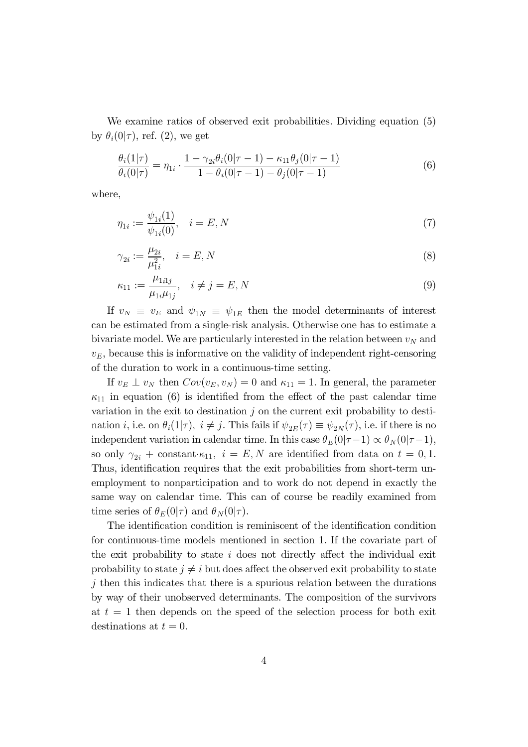We examine ratios of observed exit probabilities. Dividing equation (5) by $\theta_i(0|\tau)$, ref. (2), we get

$$\frac{\theta_i(1|\tau)}{\theta_i(0|\tau)} = \eta_{1i} \cdot \frac{1 - \gamma_{2i}\theta_i(0|\tau-1) - \kappa_{11}\theta_j(0|\tau-1)}{1 - \theta_i(0|\tau-1) - \theta_j(0|\tau-1)} \tag{6}$$

where,

$$\eta_{1i} := \frac{\psi_{1i}(1)}{\psi_{1i}(0)}, \quad i = E, N \tag{7}$$

$$\gamma_{2i} := \frac{\mu_{2i}}{\mu_{1i}^2}, \quad i = E, N \tag{8}$$

$$\kappa_{11} := \frac{\mu_{1i1j}}{\mu_{1i}\mu_{1j}}, \quad i \neq j = E, N \tag{9}$$

If $v_N \equiv v_E$ and $\psi_{1N} \equiv \psi_{1E}$ then the model determinants of interest can be estimated from a single-risk analysis. Otherwise one has to estimate a bivariate model. We are particularly interested in the relation between $v_N$ and $v_E$, because this is informative on the validity of independent right-censoring of the duration to work in a continuous-time setting.

If $v_E \perp v_N$ then $Cov(v_E, v_N) = 0$ and $\kappa_{11} = 1$. In general, the parameter $\kappa_{11}$ in equation (6) is identified from the effect of the past calendar time variation in the exit to destination $j$ on the current exit probability to destination $i$, i.e. on $\theta_i(1|\tau),\ i \neq j$. This fails if $\psi_{2E}(\tau) \equiv \psi_{2N}(\tau)$, i.e. if there is no independent variation in calendar time. In this case $\theta_E(0|\tau-1) \propto \theta_N(0|\tau-1)$, so only $\gamma_{2i}$ + constant$\cdot\kappa_{11},\ i = E, N$ are identified from data on $t = 0, 1$. Thus, identification requires that the exit probabilities from short-term unemployment to nonparticipation and to work do not depend in exactly the same way on calendar time. This can of course be readily examined from time series of $\theta_E(0|\tau)$ and $\theta_N(0|\tau)$.

The identification condition is reminiscent of the identification condition for continuous-time models mentioned in section 1. If the covariate part of the exit probability to state $i$ does not directly affect the individual exit probability to state $j \neq i$ but does affect the observed exit probability to state $j$ then this indicates that there is a spurious relation between the durations by way of their unobserved determinants. The composition of the survivors at $t = 1$ then depends on the speed of the selection process for both exit destinations at $t = 0$.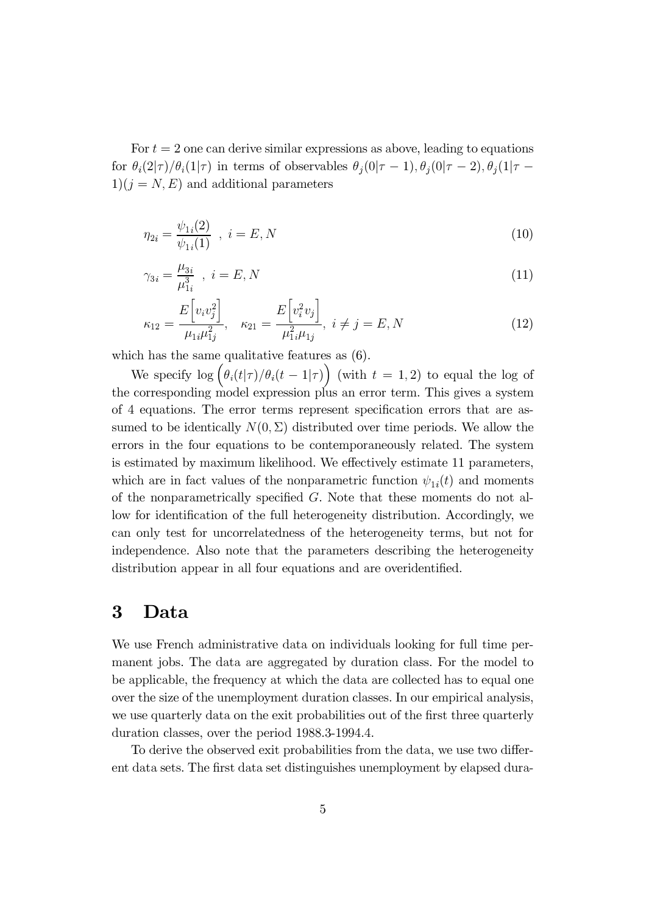For $t = 2$ one can derive similar expressions as above, leading to equations for $\theta_i(2|\tau)/\theta_i(1|\tau)$ in terms of observables $\theta_j(0|\tau-1), \theta_j(0|\tau-2), \theta_j(1|\tau-1) (j = N, E)$ and additional parameters

$$\eta_{2i} = \frac{\psi_{1i}(2)}{\psi_{1i}(1)} \;\; , \; i = E, N \tag{10}$$

$$\gamma_{3i} = \frac{\mu_{3i}}{\mu_{1i}^3} \;\; , \; i = E, N \tag{11}$$

$$\kappa_{12} = \frac{E\left[v_i v_j^2\right]}{\mu_{1i}\mu_{1j}^2}, \quad \kappa_{21} = \frac{E\left[v_i^2 v_j\right]}{\mu_{1i}^2 \mu_{1j}}, \; i \neq j = E, N \tag{12}$$

which has the same qualitative features as (6).

We specify $\log\left(\theta_i(t|\tau)/\theta_i(t-1|\tau)\right)$ (with $t = 1, 2$) to equal the log of the corresponding model expression plus an error term. This gives a system of 4 equations. The error terms represent specification errors that are assumed to be identically $N(0, \Sigma)$ distributed over time periods. We allow the errors in the four equations to be contemporaneously related. The system is estimated by maximum likelihood. We effectively estimate 11 parameters, which are in fact values of the nonparametric function $\psi_{1i}(t)$ and moments of the nonparametrically specified $G$. Note that these moments do not allow for identification of the full heterogeneity distribution. Accordingly, we can only test for uncorrelatedness of the heterogeneity terms, but not for independence. Also note that the parameters describing the heterogeneity distribution appear in all four equations and are overidentified.

# 3 Data

We use French administrative data on individuals looking for full time permanent jobs. The data are aggregated by duration class. For the model to be applicable, the frequency at which the data are collected has to equal one over the size of the unemployment duration classes. In our empirical analysis, we use quarterly data on the exit probabilities out of the first three quarterly duration classes, over the period 1988.3-1994.4.

To derive the observed exit probabilities from the data, we use two different data sets. The first data set distinguishes unemployment by elapsed dura-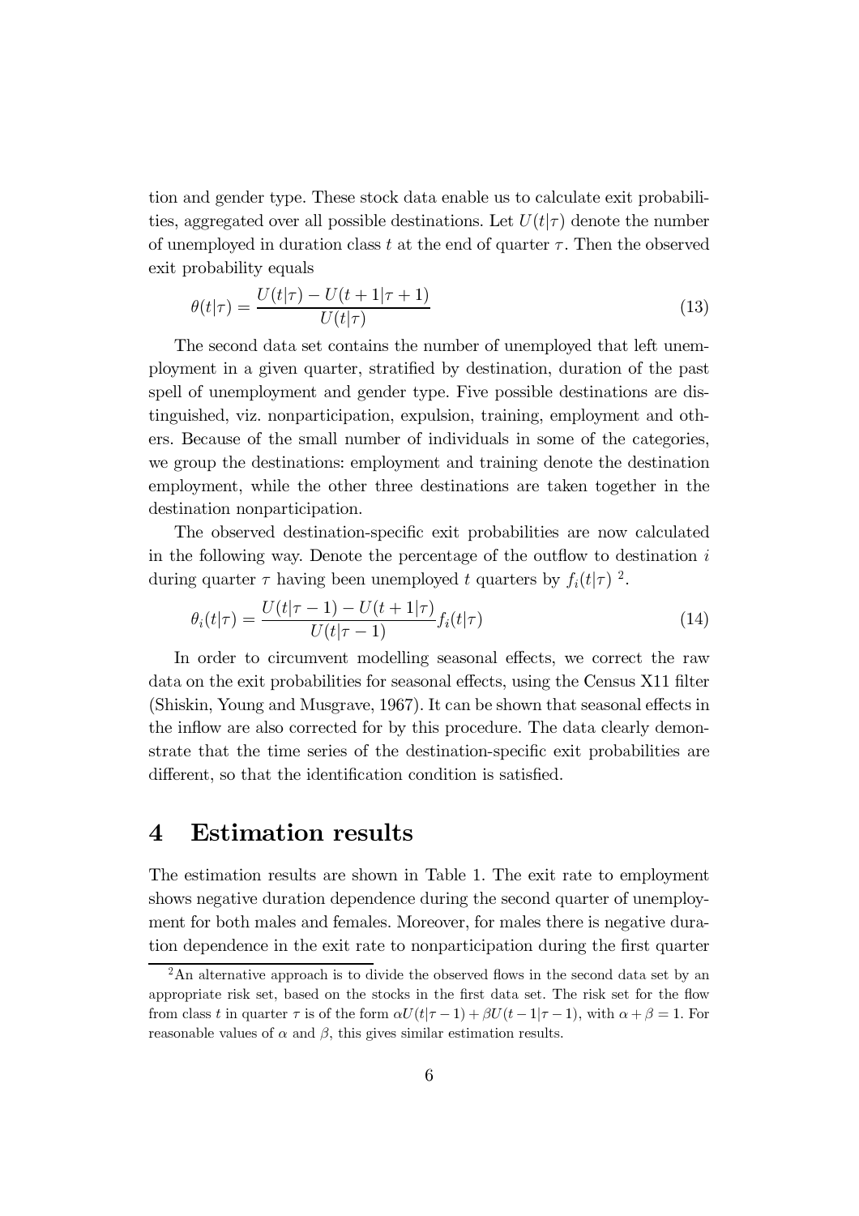tion and gender type. These stock data enable us to calculate exit probabilities, aggregated over all possible destinations. Let $U(t|\tau)$ denote the number of unemployed in duration class $t$ at the end of quarter $\tau$. Then the observed exit probability equals

$$\theta(t|\tau) = \frac{U(t|\tau) - U(t+1|\tau+1)}{U(t|\tau)} \tag{13}$$

The second data set contains the number of unemployed that left unemployment in a given quarter, stratified by destination, duration of the past spell of unemployment and gender type. Five possible destinations are distinguished, viz. nonparticipation, expulsion, training, employment and others. Because of the small number of individuals in some of the categories, we group the destinations: employment and training denote the destination employment, while the other three destinations are taken together in the destination nonparticipation.

The observed destination-specific exit probabilities are now calculated in the following way. Denote the percentage of the outflow to destination $i$ during quarter $\tau$ having been unemployed $t$ quarters by $f_i(t|\tau)$ [2].

$$\theta_i(t|\tau) = \frac{U(t|\tau-1) - U(t+1|\tau)}{U(t|\tau-1)} f_i(t|\tau) \tag{14}$$

In order to circumvent modelling seasonal effects, we correct the raw data on the exit probabilities for seasonal effects, using the Census X11 filter (Shiskin, Young and Musgrave, 1967). It can be shown that seasonal effects in the inflow are also corrected for by this procedure. The data clearly demonstrate that the time series of the destination-specific exit probabilities are different, so that the identification condition is satisfied.

# 4 Estimation results

The estimation results are shown in Table 1. The exit rate to employment shows negative duration dependence during the second quarter of unemployment for both males and females. Moreover, for males there is negative duration dependence in the exit rate to nonparticipation during the first quarter

[2] An alternative approach is to divide the observed flows in the second data set by an appropriate risk set, based on the stocks in the first data set. The risk set for the flow from class $t$ in quarter $\tau$ is of the form $\alpha U(t|\tau-1) + \beta U(t-1|\tau-1)$, with $\alpha + \beta = 1$. For reasonable values of $\alpha$ and $\beta$, this gives similar estimation results.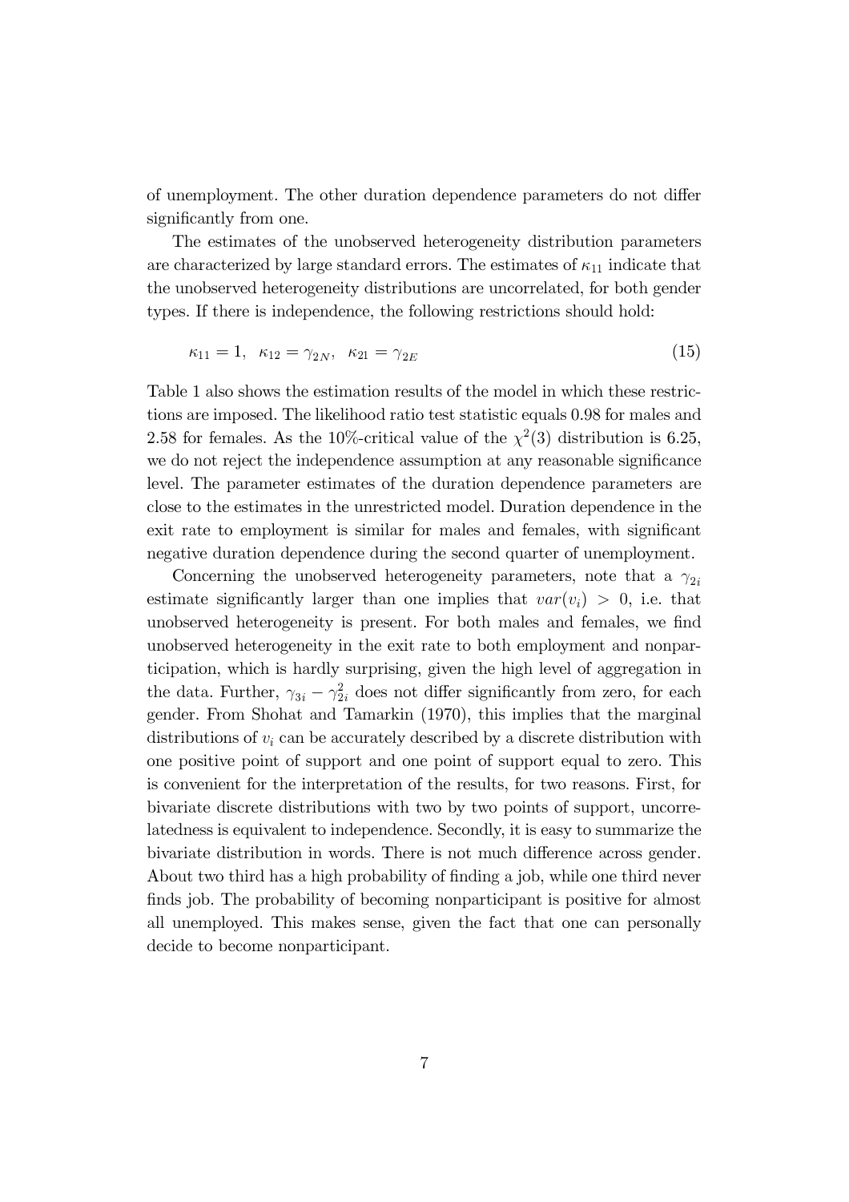of unemployment. The other duration dependence parameters do not differ significantly from one.

The estimates of the unobserved heterogeneity distribution parameters are characterized by large standard errors. The estimates of $\kappa_{11}$ indicate that the unobserved heterogeneity distributions are uncorrelated, for both gender types. If there is independence, the following restrictions should hold:

$$\kappa_{11} = 1, \quad \kappa_{12} = \gamma_{2N}, \quad \kappa_{21} = \gamma_{2E} \tag{15}$$

Table 1 also shows the estimation results of the model in which these restrictions are imposed. The likelihood ratio test statistic equals 0.98 for males and 2.58 for females. As the 10%-critical value of the $\chi^2(3)$ distribution is 6.25, we do not reject the independence assumption at any reasonable significance level. The parameter estimates of the duration dependence parameters are close to the estimates in the unrestricted model. Duration dependence in the exit rate to employment is similar for males and females, with significant negative duration dependence during the second quarter of unemployment.

Concerning the unobserved heterogeneity parameters, note that a $\gamma_{2i}$ estimate significantly larger than one implies that $var(v_i) > 0$, i.e. that unobserved heterogeneity is present. For both males and females, we find unobserved heterogeneity in the exit rate to both employment and nonparticipation, which is hardly surprising, given the high level of aggregation in the data. Further, $\gamma_{3i} - \gamma_{2i}^2$ does not differ significantly from zero, for each gender. From Shohat and Tamarkin (1970), this implies that the marginal distributions of $v_i$ can be accurately described by a discrete distribution with one positive point of support and one point of support equal to zero. This is convenient for the interpretation of the results, for two reasons. First, for bivariate discrete distributions with two by two points of support, uncorrelatedness is equivalent to independence. Secondly, it is easy to summarize the bivariate distribution in words. There is not much difference across gender. About two third has a high probability of finding a job, while one third never finds job. The probability of becoming nonparticipant is positive for almost all unemployed. This makes sense, given the fact that one can personally decide to become nonparticipant.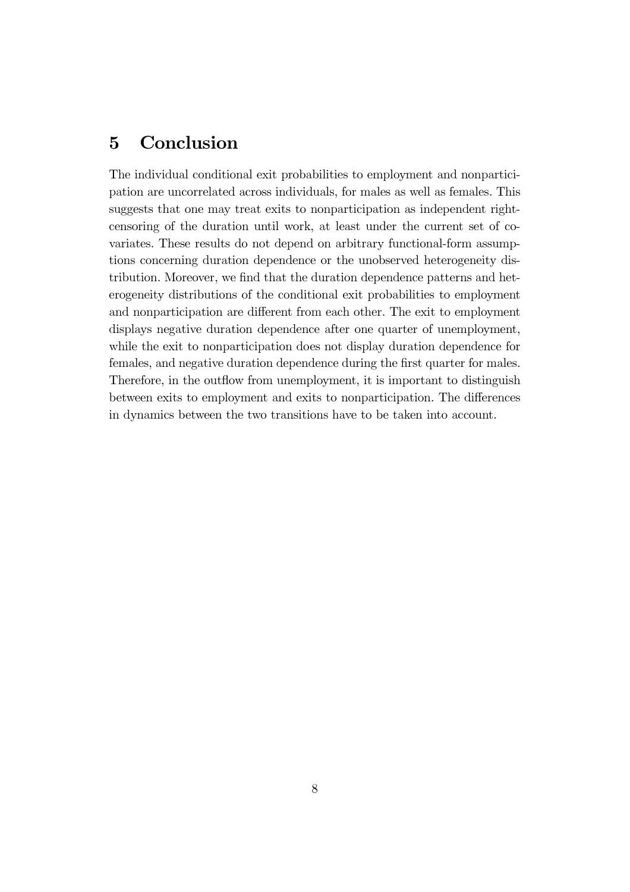## 5 Conclusion

The individual conditional exit probabilities to employment and nonparticipation are uncorrelated across individuals, for males as well as females. This suggests that one may treat exits to nonparticipation as independent right-censoring of the duration until work, at least under the current set of covariates. These results do not depend on arbitrary functional-form assumptions concerning duration dependence or the unobserved heterogeneity distribution. Moreover, we find that the duration dependence patterns and heterogeneity distributions of the conditional exit probabilities to employment and nonparticipation are different from each other. The exit to employment displays negative duration dependence after one quarter of unemployment, while the exit to nonparticipation does not display duration dependence for females, and negative duration dependence during the first quarter for males. Therefore, in the outflow from unemployment, it is important to distinguish between exits to employment and exits to nonparticipation. The differences in dynamics between the two transitions have to be taken into account.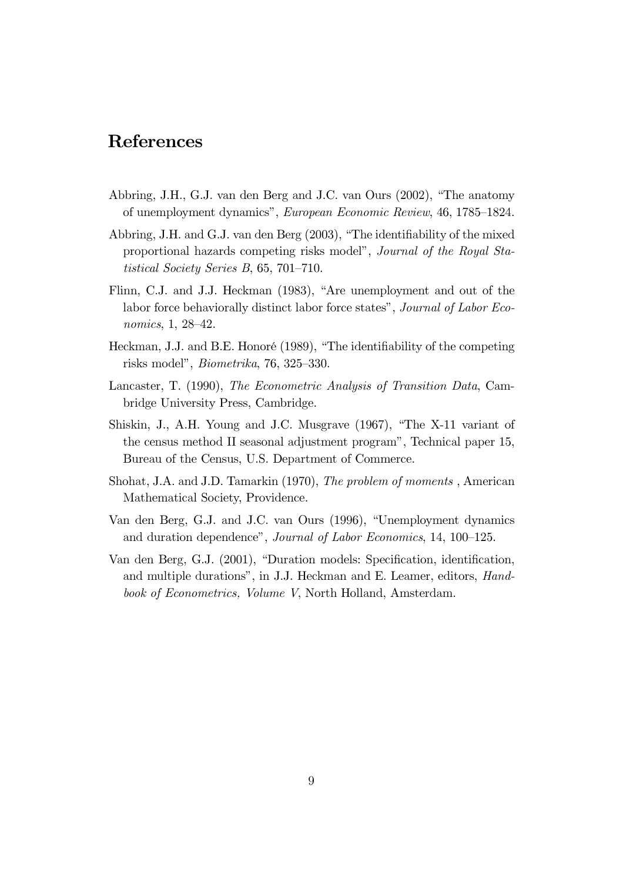## References

Abbring, J.H., G.J. van den Berg and J.C. van Ours (2002), "The anatomy of unemployment dynamics", *European Economic Review*, 46, 1785–1824.

Abbring, J.H. and G.J. van den Berg (2003), "The identifiability of the mixed proportional hazards competing risks model", *Journal of the Royal Statistical Society Series B*, 65, 701–710.

Flinn, C.J. and J.J. Heckman (1983), "Are unemployment and out of the labor force behaviorally distinct labor force states", *Journal of Labor Economics*, 1, 28–42.

Heckman, J.J. and B.E. Honoré (1989), "The identifiability of the competing risks model", *Biometrika*, 76, 325–330.

Lancaster, T. (1990), *The Econometric Analysis of Transition Data*, Cambridge University Press, Cambridge.

Shiskin, J., A.H. Young and J.C. Musgrave (1967), "The X-11 variant of the census method II seasonal adjustment program", Technical paper 15, Bureau of the Census, U.S. Department of Commerce.

Shohat, J.A. and J.D. Tamarkin (1970), *The problem of moments* , American Mathematical Society, Providence.

Van den Berg, G.J. and J.C. van Ours (1996), "Unemployment dynamics and duration dependence", *Journal of Labor Economics*, 14, 100–125.

Van den Berg, G.J. (2001), "Duration models: Specification, identification, and multiple durations", in J.J. Heckman and E. Leamer, editors, *Handbook of Econometrics, Volume V*, North Holland, Amsterdam.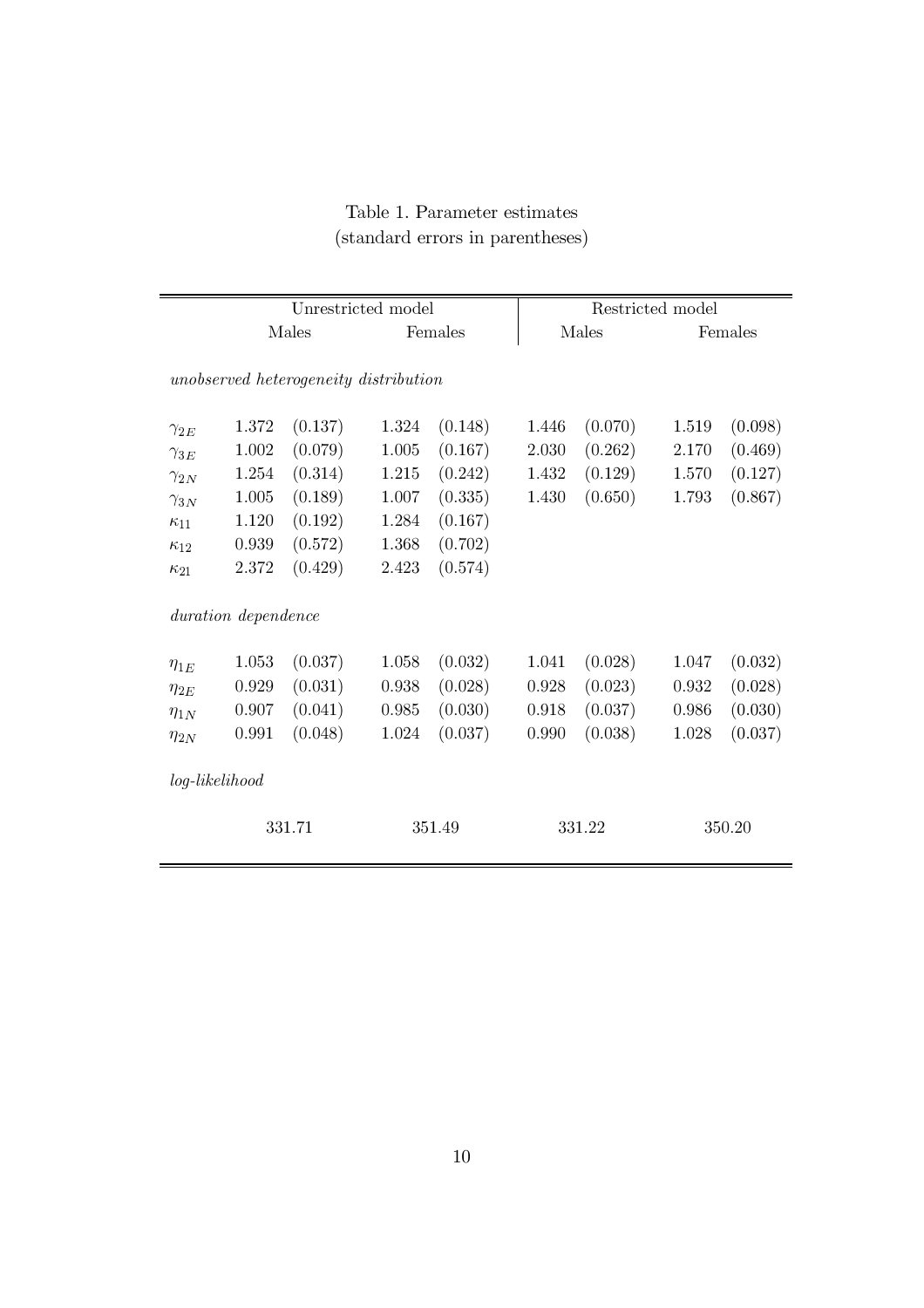Table 1. Parameter estimates
(standard errors in parentheses)

| | Unrestricted model | | | | Restricted model | | | |
|---|---|---|---|---|---|---|---|---|
| | Males | | Females | | Males | | Females | |
| *unobserved heterogeneity distribution* | | | | | | | | |
| $\gamma_{2E}$ | 1.372 | (0.137) | 1.324 | (0.148) | 1.446 | (0.070) | 1.519 | (0.098) |
| $\gamma_{3E}$ | 1.002 | (0.079) | 1.005 | (0.167) | 2.030 | (0.262) | 2.170 | (0.469) |
| $\gamma_{2N}$ | 1.254 | (0.314) | 1.215 | (0.242) | 1.432 | (0.129) | 1.570 | (0.127) |
| $\gamma_{3N}$ | 1.005 | (0.189) | 1.007 | (0.335) | 1.430 | (0.650) | 1.793 | (0.867) |
| $\kappa_{11}$ | 1.120 | (0.192) | 1.284 | (0.167) | | | | |
| $\kappa_{12}$ | 0.939 | (0.572) | 1.368 | (0.702) | | | | |
| $\kappa_{21}$ | 2.372 | (0.429) | 2.423 | (0.574) | | | | |
| *duration dependence* | | | | | | | | |
| $\eta_{1E}$ | 1.053 | (0.037) | 1.058 | (0.032) | 1.041 | (0.028) | 1.047 | (0.032) |
| $\eta_{2E}$ | 0.929 | (0.031) | 0.938 | (0.028) | 0.928 | (0.023) | 0.932 | (0.028) |
| $\eta_{1N}$ | 0.907 | (0.041) | 0.985 | (0.030) | 0.918 | (0.037) | 0.986 | (0.030) |
| $\eta_{2N}$ | 0.991 | (0.048) | 1.024 | (0.037) | 0.990 | (0.038) | 1.028 | (0.037) |
| *log-likelihood* | | | | | | | | |
| | 331.71 | | 351.49 | | 331.22 | | 350.20 | |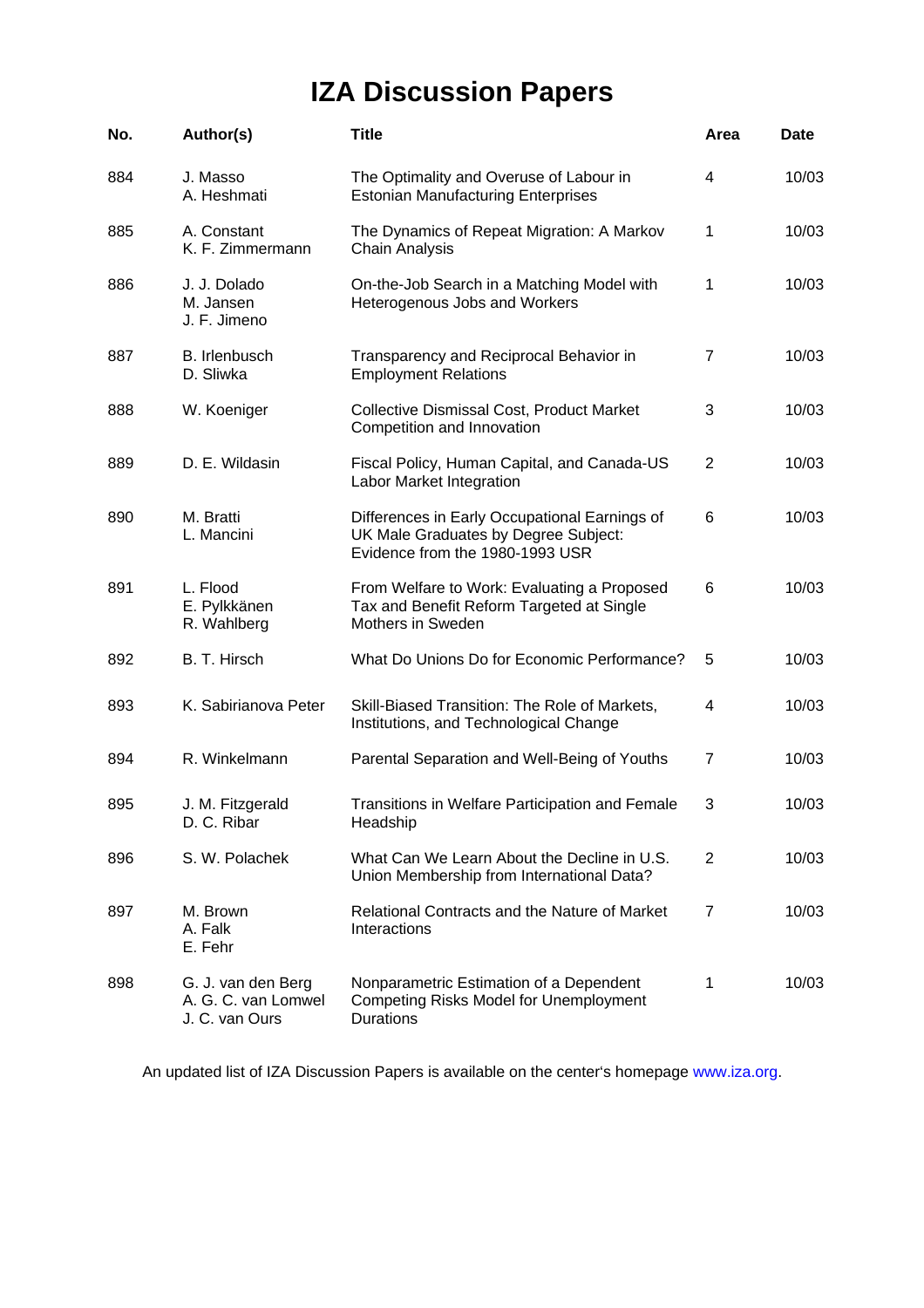# IZA Discussion Papers

| No. | Author(s) | Title | Area | Date |
|---|---|---|---|---|
| 884 | J. Masso<br>A. Heshmati | The Optimality and Overuse of Labour in Estonian Manufacturing Enterprises | 4 | 10/03 |
| 885 | A. Constant<br>K. F. Zimmermann | The Dynamics of Repeat Migration: A Markov Chain Analysis | 1 | 10/03 |
| 886 | J. J. Dolado<br>M. Jansen<br>J. F. Jimeno | On-the-Job Search in a Matching Model with Heterogenous Jobs and Workers | 1 | 10/03 |
| 887 | B. Irlenbusch<br>D. Sliwka | Transparency and Reciprocal Behavior in Employment Relations | 7 | 10/03 |
| 888 | W. Koeniger | Collective Dismissal Cost, Product Market Competition and Innovation | 3 | 10/03 |
| 889 | D. E. Wildasin | Fiscal Policy, Human Capital, and Canada-US Labor Market Integration | 2 | 10/03 |
| 890 | M. Bratti<br>L. Mancini | Differences in Early Occupational Earnings of UK Male Graduates by Degree Subject: Evidence from the 1980-1993 USR | 6 | 10/03 |
| 891 | L. Flood<br>E. Pylkkänen<br>R. Wahlberg | From Welfare to Work: Evaluating a Proposed Tax and Benefit Reform Targeted at Single Mothers in Sweden | 6 | 10/03 |
| 892 | B. T. Hirsch | What Do Unions Do for Economic Performance? | 5 | 10/03 |
| 893 | K. Sabirianova Peter | Skill-Biased Transition: The Role of Markets, Institutions, and Technological Change | 4 | 10/03 |
| 894 | R. Winkelmann | Parental Separation and Well-Being of Youths | 7 | 10/03 |
| 895 | J. M. Fitzgerald<br>D. C. Ribar | Transitions in Welfare Participation and Female Headship | 3 | 10/03 |
| 896 | S. W. Polachek | What Can We Learn About the Decline in U.S. Union Membership from International Data? | 2 | 10/03 |
| 897 | M. Brown<br>A. Falk<br>E. Fehr | Relational Contracts and the Nature of Market Interactions | 7 | 10/03 |
| 898 | G. J. van den Berg<br>A. G. C. van Lomwel<br>J. C. van Ours | Nonparametric Estimation of a Dependent Competing Risks Model for Unemployment Durations | 1 | 10/03 |

An updated list of IZA Discussion Papers is available on the center's homepage www.iza.org.